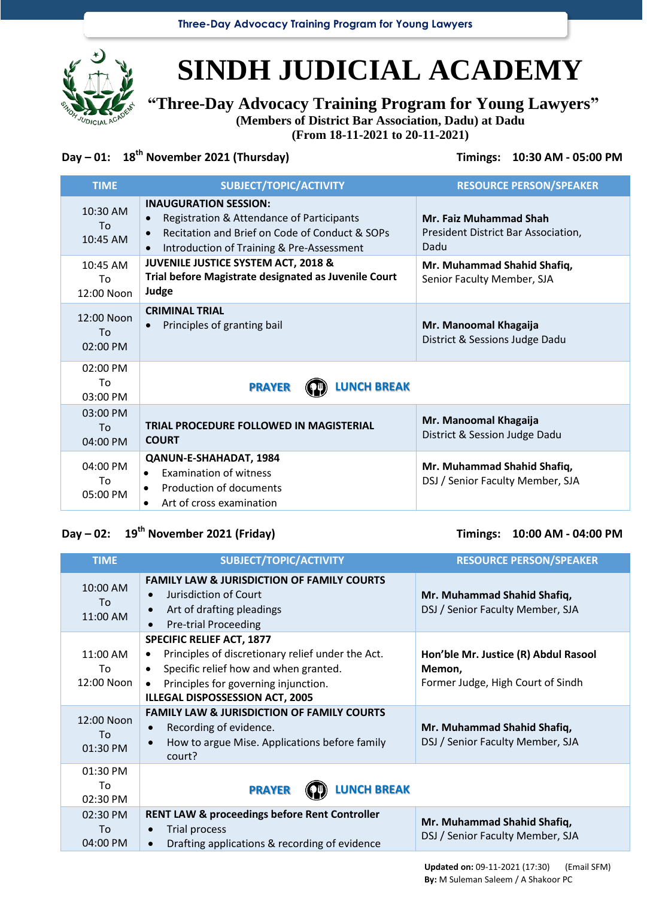# SINDH JUDICIAL ACADEMY

## "Three-Day Advocacy Training Program for Young Lawyers"

**(Members of District Bar Association, Dadu) at Dadu**
**(From 18-11-2021 to 20-11-2021)**

**Day – 01: 18th November 2021 (Thursday)** **Timings: 10:30 AM - 05:00 PM**

| TIME | SUBJECT/TOPIC/ACTIVITY | RESOURCE PERSON/SPEAKER |
|---|---|---|
| 10:30 AM To 10:45 AM | **INAUGURATION SESSION:** • Registration & Attendance of Participants • Recitation and Brief on Code of Conduct & SOPs • Introduction of Training & Pre-Assessment | **Mr. Faiz Muhammad Shah** President District Bar Association, Dadu |
| 10:45 AM To 12:00 Noon | **JUVENILE JUSTICE SYSTEM ACT, 2018 & Trial before Magistrate designated as Juvenile Court Judge** | **Mr. Muhammad Shahid Shafiq,** Senior Faculty Member, SJA |
| 12:00 Noon To 02:00 PM | **CRIMINAL TRIAL** • Principles of granting bail | **Mr. Manoomal Khagaija** District & Sessions Judge Dadu |
| 02:00 PM To 03:00 PM | **PRAYER LUNCH BREAK** | |
| 03:00 PM To 04:00 PM | **TRIAL PROCEDURE FOLLOWED IN MAGISTERIAL COURT** | **Mr. Manoomal Khagaija** District & Session Judge Dadu |
| 04:00 PM To 05:00 PM | **QANUN-E-SHAHADAT, 1984** • Examination of witness • Production of documents • Art of cross examination | **Mr. Muhammad Shahid Shafiq,** DSJ / Senior Faculty Member, SJA |

**Day – 02: 19th November 2021 (Friday)** **Timings: 10:00 AM - 04:00 PM**

| TIME | SUBJECT/TOPIC/ACTIVITY | RESOURCE PERSON/SPEAKER |
|---|---|---|
| 10:00 AM To 11:00 AM | **FAMILY LAW & JURISDICTION OF FAMILY COURTS** • Jurisdiction of Court • Art of drafting pleadings • Pre-trial Proceeding | **Mr. Muhammad Shahid Shafiq,** DSJ / Senior Faculty Member, SJA |
| 11:00 AM To 12:00 Noon | **SPECIFIC RELIEF ACT, 1877** • Principles of discretionary relief under the Act. • Specific relief how and when granted. • Principles for governing injunction. **ILLEGAL DISPOSSESSION ACT, 2005** | **Hon'ble Mr. Justice (R) Abdul Rasool Memon,** Former Judge, High Court of Sindh |
| 12:00 Noon To 01:30 PM | **FAMILY LAW & JURISDICTION OF FAMILY COURTS** • Recording of evidence. • How to argue Mise. Applications before family court? | **Mr. Muhammad Shahid Shafiq,** DSJ / Senior Faculty Member, SJA |
| 01:30 PM To 02:30 PM | **PRAYER LUNCH BREAK** | |
| 02:30 PM To 04:00 PM | **RENT LAW & proceedings before Rent Controller** • Trial process • Drafting applications & recording of evidence | **Mr. Muhammad Shahid Shafiq,** DSJ / Senior Faculty Member, SJA |

**Updated on:** 09-11-2021 (17:30) (Email SFM)
**By:** M Suleman Saleem / A Shakoor PC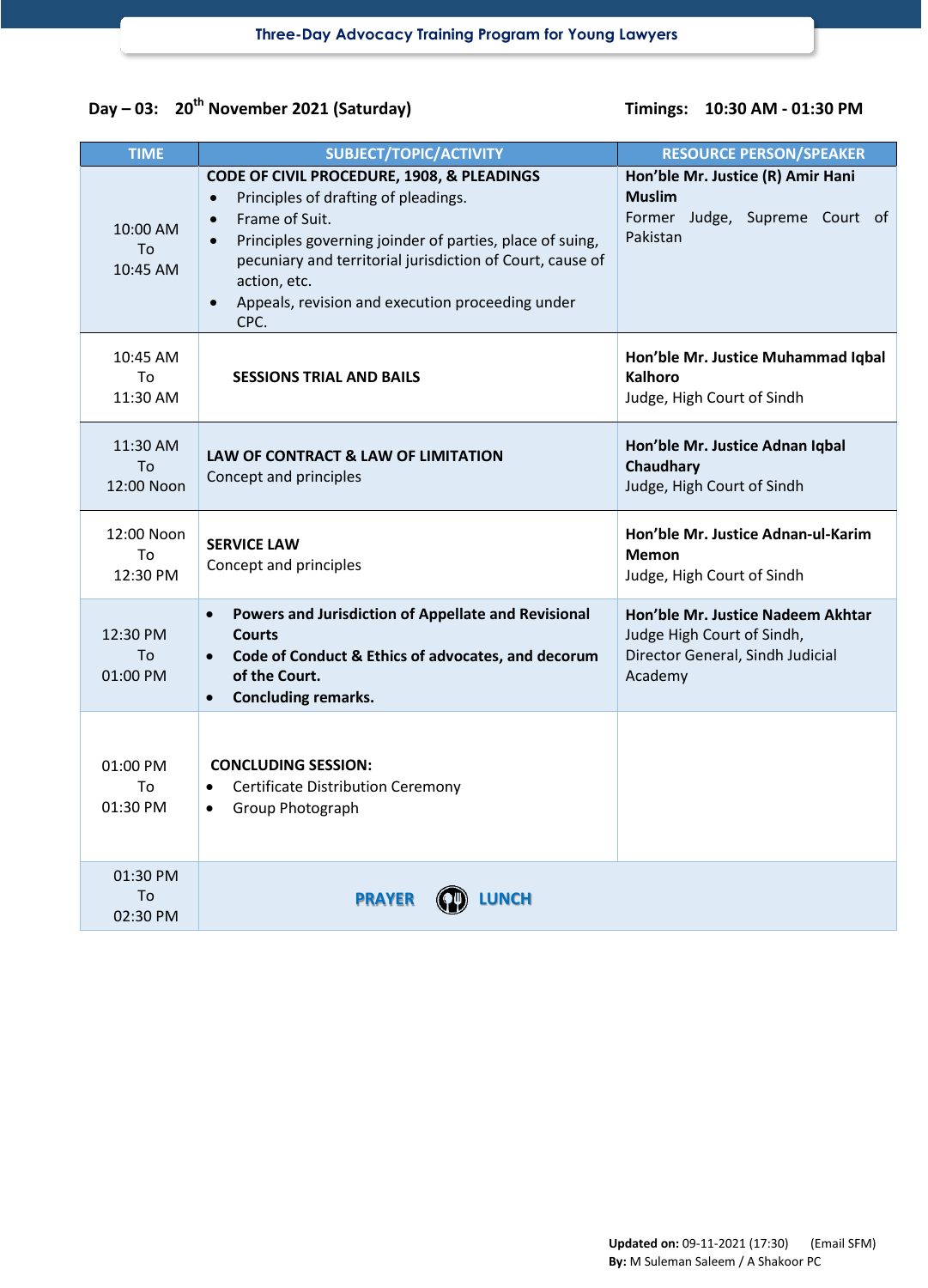**Three-Day Advocacy Training Program for Young Lawyers**

**Day – 03: 20th November 2021 (Saturday)** **Timings: 10:30 AM - 01:30 PM**

| TIME | SUBJECT/TOPIC/ACTIVITY | RESOURCE PERSON/SPEAKER |
|---|---|---|
| 10:00 AM To 10:45 AM | **CODE OF CIVIL PROCEDURE, 1908, & PLEADINGS**<br>• Principles of drafting of pleadings.<br>• Frame of Suit.<br>• Principles governing joinder of parties, place of suing, pecuniary and territorial jurisdiction of Court, cause of action, etc.<br>• Appeals, revision and execution proceeding under CPC. | **Hon'ble Mr. Justice (R) Amir Hani Muslim**<br>Former Judge, Supreme Court of Pakistan |
| 10:45 AM To 11:30 AM | **SESSIONS TRIAL AND BAILS** | **Hon'ble Mr. Justice Muhammad Iqbal Kalhoro**<br>Judge, High Court of Sindh |
| 11:30 AM To 12:00 Noon | **LAW OF CONTRACT & LAW OF LIMITATION**<br>Concept and principles | **Hon'ble Mr. Justice Adnan Iqbal Chaudhary**<br>Judge, High Court of Sindh |
| 12:00 Noon To 12:30 PM | **SERVICE LAW**<br>Concept and principles | **Hon'ble Mr. Justice Adnan-ul-Karim Memon**<br>Judge, High Court of Sindh |
| 12:30 PM To 01:00 PM | • **Powers and Jurisdiction of Appellate and Revisional Courts**<br>• **Code of Conduct & Ethics of advocates, and decorum of the Court.**<br>• **Concluding remarks.** | **Hon'ble Mr. Justice Nadeem Akhtar**<br>Judge High Court of Sindh, Director General, Sindh Judicial Academy |
| 01:00 PM To 01:30 PM | **CONCLUDING SESSION:**<br>• Certificate Distribution Ceremony<br>• Group Photograph | |
| 01:30 PM To 02:30 PM | **PRAYER** **LUNCH** | |

**Updated on:** 09-11-2021 (17:30) (Email SFM)
**By:** M Suleman Saleem / A Shakoor PC